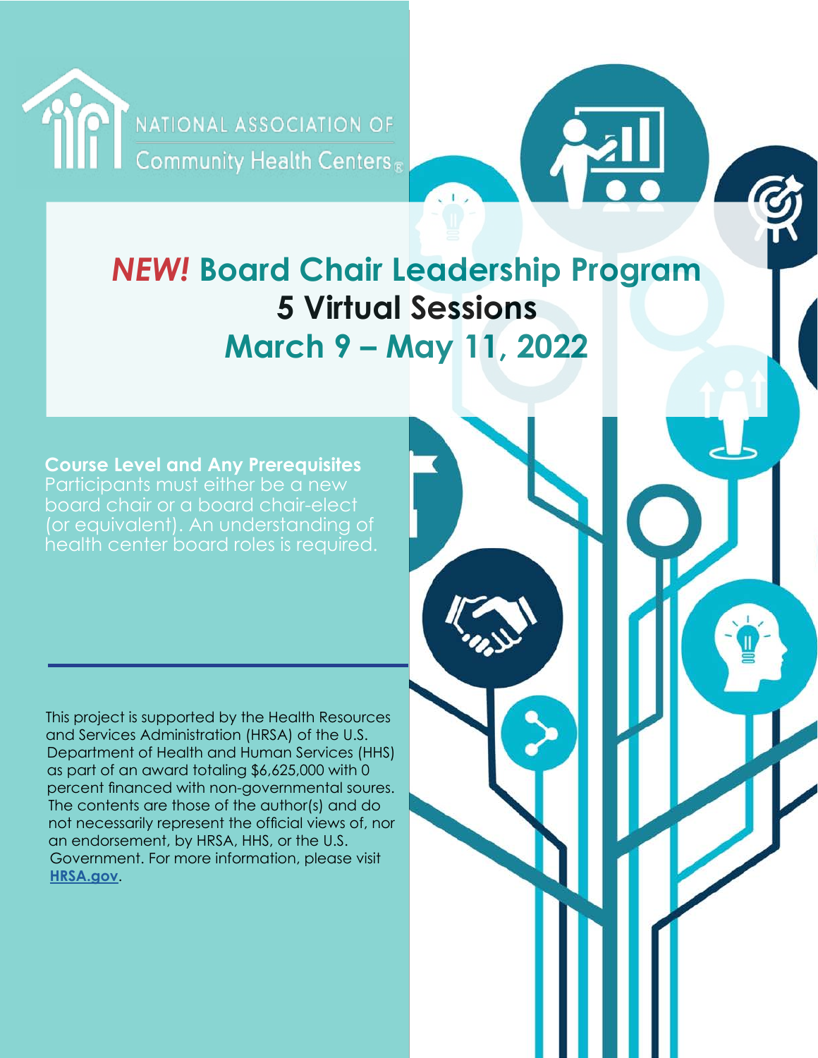NATIONAL ASSOCIATION OF Community Health Centers®

# *NEW!* Board Chair Leadership Program

## 5 Virtual Sessions

## March 9 – May 11, 2022

**Course Level and Any Prerequisites**

Participants must either be a new board chair or a board chair-elect (or equivalent). An understanding of health center board roles is required.

This project is supported by the Health Resources and Services Administration (HRSA) of the U.S. Department of Health and Human Services (HHS) as part of an award totaling $6,625,000 with 0 percent financed with non-governmental soures. The contents are those of the author(s) and do not necessarily represent the official views of, nor an endorsement, by HRSA, HHS, or the U.S. Government. For more information, please visit **HRSA.gov**.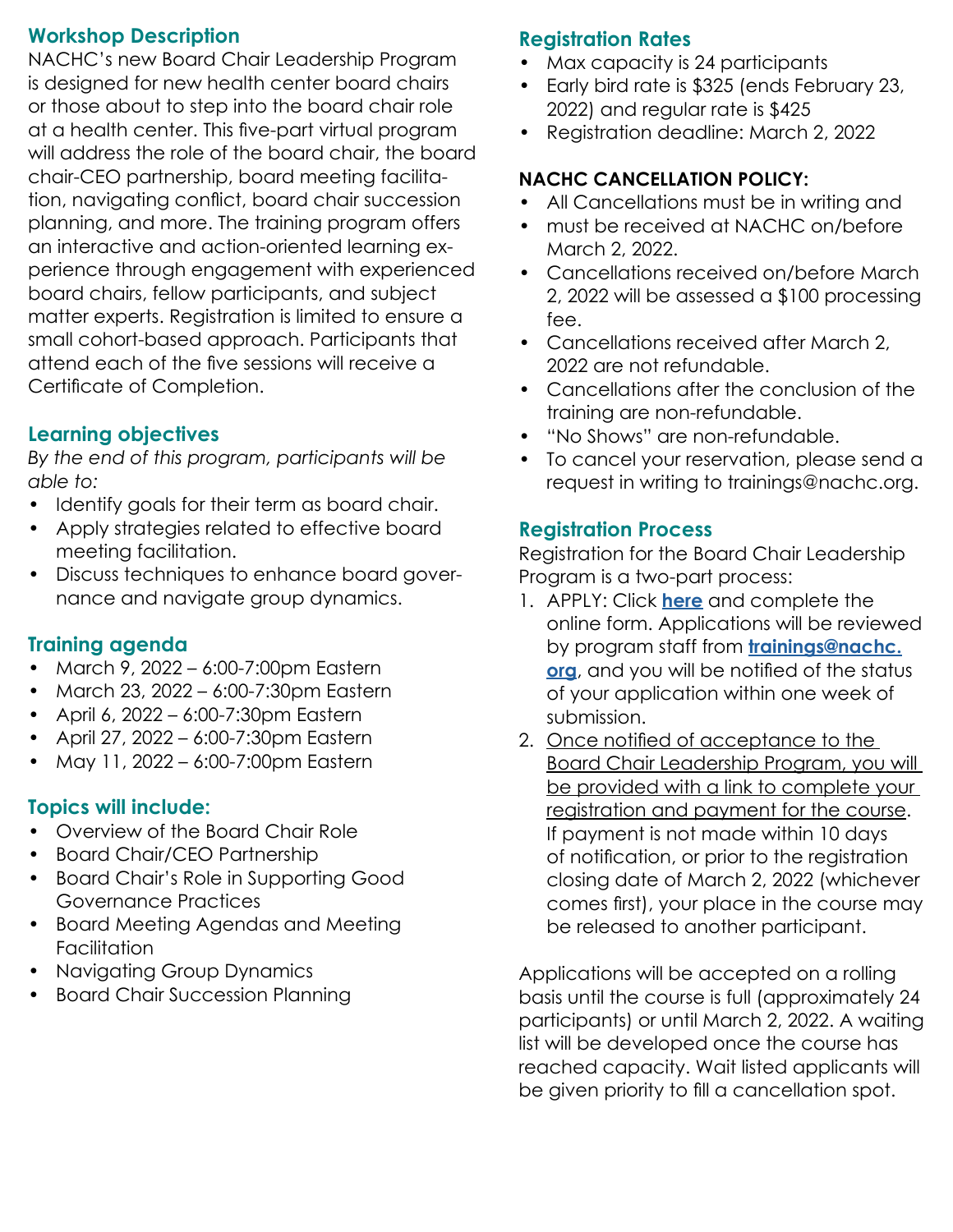## Workshop Description

NACHC's new Board Chair Leadership Program is designed for new health center board chairs or those about to step into the board chair role at a health center. This five-part virtual program will address the role of the board chair, the board chair-CEO partnership, board meeting facilitation, navigating conflict, board chair succession planning, and more. The training program offers an interactive and action-oriented learning experience through engagement with experienced board chairs, fellow participants, and subject matter experts. Registration is limited to ensure a small cohort-based approach. Participants that attend each of the five sessions will receive a Certificate of Completion.

## Learning objectives

*By the end of this program, participants will be able to:*

- Identify goals for their term as board chair.
- Apply strategies related to effective board meeting facilitation.
- Discuss techniques to enhance board governance and navigate group dynamics.

## Training agenda

- March 9, 2022 – 6:00-7:00pm Eastern
- March 23, 2022 – 6:00-7:30pm Eastern
- April 6, 2022 – 6:00-7:30pm Eastern
- April 27, 2022 – 6:00-7:30pm Eastern
- May 11, 2022 – 6:00-7:00pm Eastern

## Topics will include:

- Overview of the Board Chair Role
- Board Chair/CEO Partnership
- Board Chair's Role in Supporting Good Governance Practices
- Board Meeting Agendas and Meeting Facilitation
- Navigating Group Dynamics
- Board Chair Succession Planning

## Registration Rates

- Max capacity is 24 participants
- Early bird rate is $325 (ends February 23, 2022) and regular rate is $425
- Registration deadline: March 2, 2022

**NACHC CANCELLATION POLICY:**

- All Cancellations must be in writing and
- must be received at NACHC on/before March 2, 2022.
- Cancellations received on/before March 2, 2022 will be assessed a $100 processing fee.
- Cancellations received after March 2, 2022 are not refundable.
- Cancellations after the conclusion of the training are non-refundable.
- "No Shows" are non-refundable.
- To cancel your reservation, please send a request in writing to trainings@nachc.org.

## Registration Process

Registration for the Board Chair Leadership Program is a two-part process:

1. APPLY: Click **here** and complete the online form. Applications will be reviewed by program staff from **trainings@nachc.org**, and you will be notified of the status of your application within one week of submission.
2. Once notified of acceptance to the Board Chair Leadership Program, you will be provided with a link to complete your registration and payment for the course. If payment is not made within 10 days of notification, or prior to the registration closing date of March 2, 2022 (whichever comes first), your place in the course may be released to another participant.

Applications will be accepted on a rolling basis until the course is full (approximately 24 participants) or until March 2, 2022. A waiting list will be developed once the course has reached capacity. Wait listed applicants will be given priority to fill a cancellation spot.